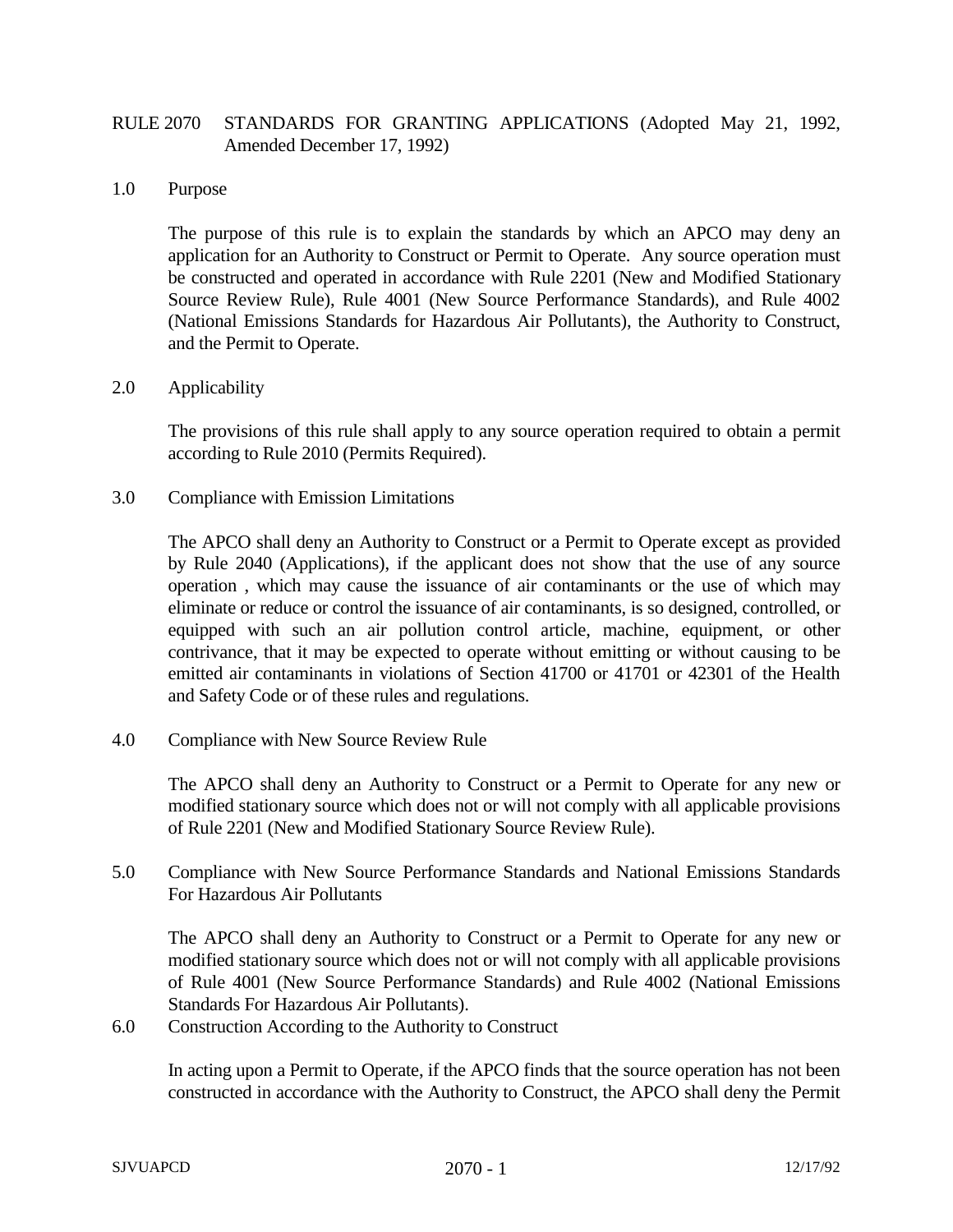# RULE 2070 STANDARDS FOR GRANTING APPLICATIONS (Adopted May 21, 1992, Amended December 17, 1992)

## 1.0 Purpose

The purpose of this rule is to explain the standards by which an APCO may deny an application for an Authority to Construct or Permit to Operate. Any source operation must be constructed and operated in accordance with Rule 2201 (New and Modified Stationary Source Review Rule), Rule 4001 (New Source Performance Standards), and Rule 4002 (National Emissions Standards for Hazardous Air Pollutants), the Authority to Construct, and the Permit to Operate.

## 2.0 Applicability

The provisions of this rule shall apply to any source operation required to obtain a permit according to Rule 2010 (Permits Required).

## 3.0 Compliance with Emission Limitations

The APCO shall deny an Authority to Construct or a Permit to Operate except as provided by Rule 2040 (Applications), if the applicant does not show that the use of any source operation , which may cause the issuance of air contaminants or the use of which may eliminate or reduce or control the issuance of air contaminants, is so designed, controlled, or equipped with such an air pollution control article, machine, equipment, or other contrivance, that it may be expected to operate without emitting or without causing to be emitted air contaminants in violations of Section 41700 or 41701 or 42301 of the Health and Safety Code or of these rules and regulations.

## 4.0 Compliance with New Source Review Rule

The APCO shall deny an Authority to Construct or a Permit to Operate for any new or modified stationary source which does not or will not comply with all applicable provisions of Rule 2201 (New and Modified Stationary Source Review Rule).

## 5.0 Compliance with New Source Performance Standards and National Emissions Standards For Hazardous Air Pollutants

The APCO shall deny an Authority to Construct or a Permit to Operate for any new or modified stationary source which does not or will not comply with all applicable provisions of Rule 4001 (New Source Performance Standards) and Rule 4002 (National Emissions Standards For Hazardous Air Pollutants).

## 6.0 Construction According to the Authority to Construct

In acting upon a Permit to Operate, if the APCO finds that the source operation has not been constructed in accordance with the Authority to Construct, the APCO shall deny the Permit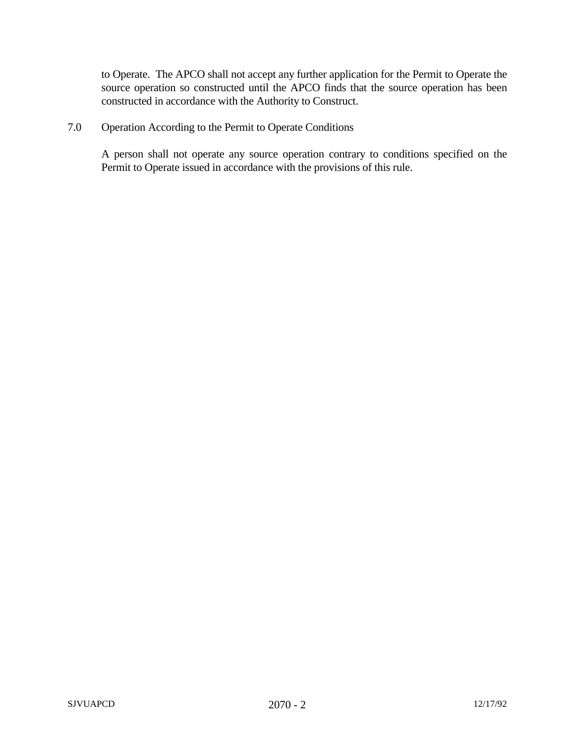to Operate. The APCO shall not accept any further application for the Permit to Operate the source operation so constructed until the APCO finds that the source operation has been constructed in accordance with the Authority to Construct.

7.0 Operation According to the Permit to Operate Conditions

A person shall not operate any source operation contrary to conditions specified on the Permit to Operate issued in accordance with the provisions of this rule.